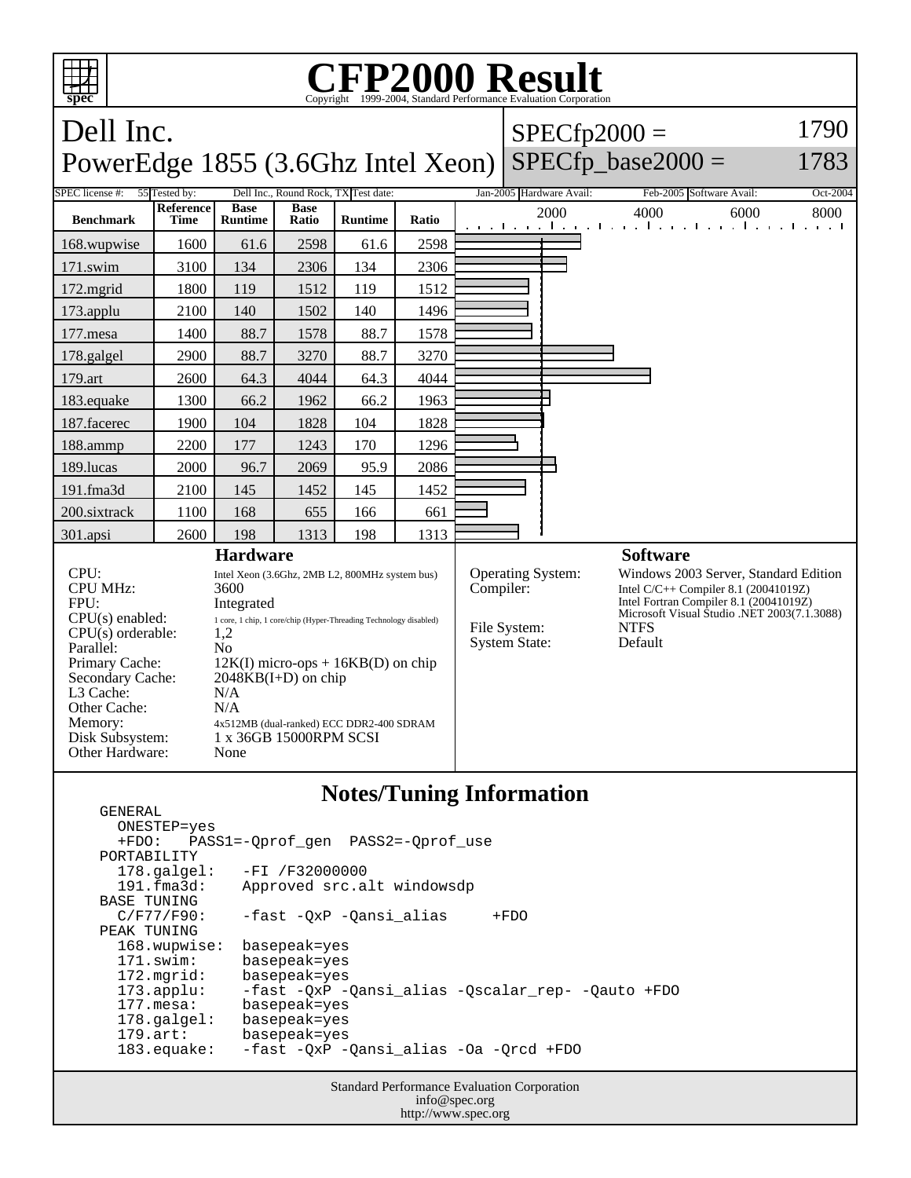# CFP2000 Result

Copyright 1999-2004, Standard Performance Evaluation Corporation

## Dell Inc.
## PowerEdge 1855 (3.6Ghz Intel Xeon)

SPECfp2000 = 1790
SPECfp_base2000 = 1783

| SPEC license #: | 55 | Tested by: | Dell Inc., Round Rock, TX | Test date: | Jan-2005 | Hardware Avail: | Feb-2005 | Software Avail: | Oct-2004 |
|---|---|---|---|---|---|---|---|---|---|

| Benchmark | Reference Time | Base Runtime | Base Ratio | Runtime | Ratio |
|---|---|---|---|---|---|
| 168.wupwise | 1600 | 61.6 | 2598 | 61.6 | 2598 |
| 171.swim | 3100 | 134 | 2306 | 134 | 2306 |
| 172.mgrid | 1800 | 119 | 1512 | 119 | 1512 |
| 173.applu | 2100 | 140 | 1502 | 140 | 1496 |
| 177.mesa | 1400 | 88.7 | 1578 | 88.7 | 1578 |
| 178.galgel | 2900 | 88.7 | 3270 | 88.7 | 3270 |
| 179.art | 2600 | 64.3 | 4044 | 64.3 | 4044 |
| 183.equake | 1300 | 66.2 | 1962 | 66.2 | 1963 |
| 187.facerec | 1900 | 104 | 1828 | 104 | 1828 |
| 188.ammp | 2200 | 177 | 1243 | 170 | 1296 |
| 189.lucas | 2000 | 96.7 | 2069 | 95.9 | 2086 |
| 191.fma3d | 2100 | 145 | 1452 | 145 | 1452 |
| 200.sixtrack | 1100 | 168 | 655 | 166 | 661 |
| 301.apsi | 2600 | 198 | 1313 | 198 | 1313 |

### Hardware

| | |
|---|---|
| CPU: | Intel Xeon (3.6Ghz, 2MB L2, 800MHz system bus) |
| CPU MHz: | 3600 |
| FPU: | Integrated |
| CPU(s) enabled: | 1 core, 1 chip, 1 core/chip (Hyper-Threading Technology disabled) |
| CPU(s) orderable: | 1,2 |
| Parallel: | No |
| Primary Cache: | 12K(I) micro-ops + 16KB(D) on chip |
| Secondary Cache: | 2048KB(I+D) on chip |
| L3 Cache: | N/A |
| Other Cache: | N/A |
| Memory: | 4x512MB (dual-ranked) ECC DDR2-400 SDRAM |
| Disk Subsystem: | 1 x 36GB 15000RPM SCSI |
| Other Hardware: | None |

### Software

| | |
|---|---|
| Operating System: | Windows 2003 Server, Standard Edition |
| Compiler: | Intel C/C++ Compiler 8.1 (20041019Z)<br>Intel Fortran Compiler 8.1 (20041019Z)<br>Microsoft Visual Studio .NET 2003(7.1.3088) |
| File System: | NTFS |
| System State: | Default |

### Notes/Tuning Information

```
GENERAL
  ONESTEP=yes
  +FDO:   PASS1=-Qprof_gen  PASS2=-Qprof_use
PORTABILITY
  178.galgel:   -FI /F32000000
  191.fma3d:    Approved src.alt windowsdp
BASE TUNING
  C/F77/F90:    -fast -QxP -Qansi_alias     +FDO
PEAK TUNING
  168.wupwise:  basepeak=yes
  171.swim:     basepeak=yes
  172.mgrid:    basepeak=yes
  173.applu:    -fast -QxP -Qansi_alias -Qscalar_rep- -Qauto +FDO
  177.mesa:     basepeak=yes
  178.galgel:   basepeak=yes
  179.art:      basepeak=yes
  183.equake:   -fast -QxP -Qansi_alias -Oa -Qrcd +FDO
```

Standard Performance Evaluation Corporation
info@spec.org
http://www.spec.org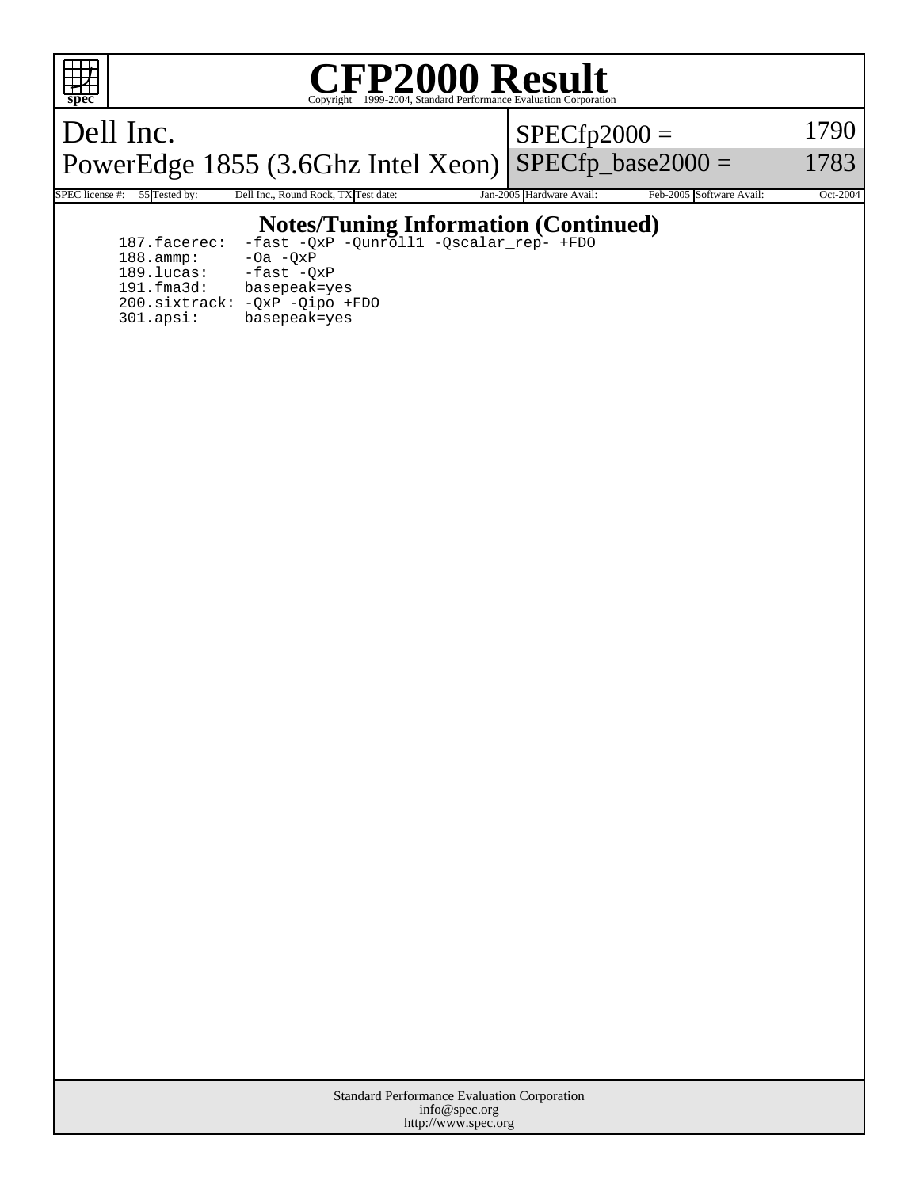# CFP2000 Result

Copyright 1999-2004, Standard Performance Evaluation Corporation

Dell Inc.
PowerEdge 1855 (3.6Ghz Intel Xeon)

SPECfp2000 = 1790
SPECfp_base2000 = 1783

| SPEC license #: | 55 | Tested by: | Dell Inc., Round Rock, TX | Test date: | Jan-2005 | Hardware Avail: | Feb-2005 | Software Avail: | Oct-2004 |
|---|---|---|---|---|---|---|---|---|---|

## Notes/Tuning Information (Continued)

```
187.facerec:  -fast -QxP -Qunroll1 -Qscalar_rep- +FDO
188.ammp:     -Oa -QxP
189.lucas:    -fast -QxP
191.fma3d:    basepeak=yes
200.sixtrack: -QxP -Qipo +FDO
301.apsi:     basepeak=yes
```

Standard Performance Evaluation Corporation
info@spec.org
http://www.spec.org